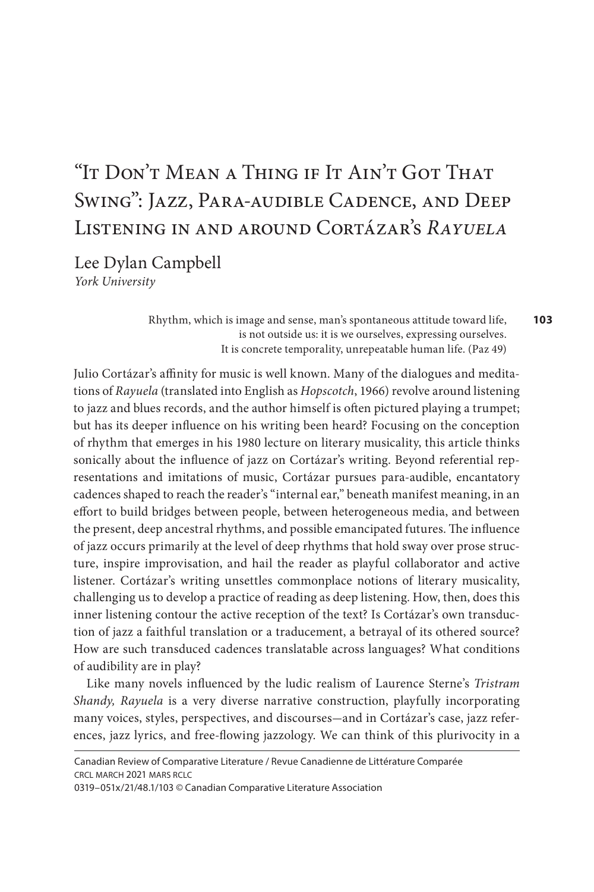# "It Don't Mean a Thing if It Ain't Got That Swing": Jazz, Para-audible Cadence, and Deep Listening in and around Cortázar's *Rayuela*

Lee Dylan Campbell
*York University*

> Rhythm, which is image and sense, man's spontaneous attitude toward life, is not outside us: it is we ourselves, expressing ourselves. It is concrete temporality, unrepeatable human life. (Paz 49)

Julio Cortázar's affinity for music is well known. Many of the dialogues and meditations of *Rayuela* (translated into English as *Hopscotch*, 1966) revolve around listening to jazz and blues records, and the author himself is often pictured playing a trumpet; but has its deeper influence on his writing been heard? Focusing on the conception of rhythm that emerges in his 1980 lecture on literary musicality, this article thinks sonically about the influence of jazz on Cortázar's writing. Beyond referential representations and imitations of music, Cortázar pursues para-audible, encantatory cadences shaped to reach the reader's "internal ear," beneath manifest meaning, in an effort to build bridges between people, between heterogeneous media, and between the present, deep ancestral rhythms, and possible emancipated futures. The influence of jazz occurs primarily at the level of deep rhythms that hold sway over prose structure, inspire improvisation, and hail the reader as playful collaborator and active listener. Cortázar's writing unsettles commonplace notions of literary musicality, challenging us to develop a practice of reading as deep listening. How, then, does this inner listening contour the active reception of the text? Is Cortázar's own transduction of jazz a faithful translation or a traducement, a betrayal of its othered source? How are such transduced cadences translatable across languages? What conditions of audibility are in play?

Like many novels influenced by the ludic realism of Laurence Sterne's *Tristram Shandy, Rayuela* is a very diverse narrative construction, playfully incorporating many voices, styles, perspectives, and discourses—and in Cortázar's case, jazz references, jazz lyrics, and free-flowing jazzology. We can think of this plurivocity in a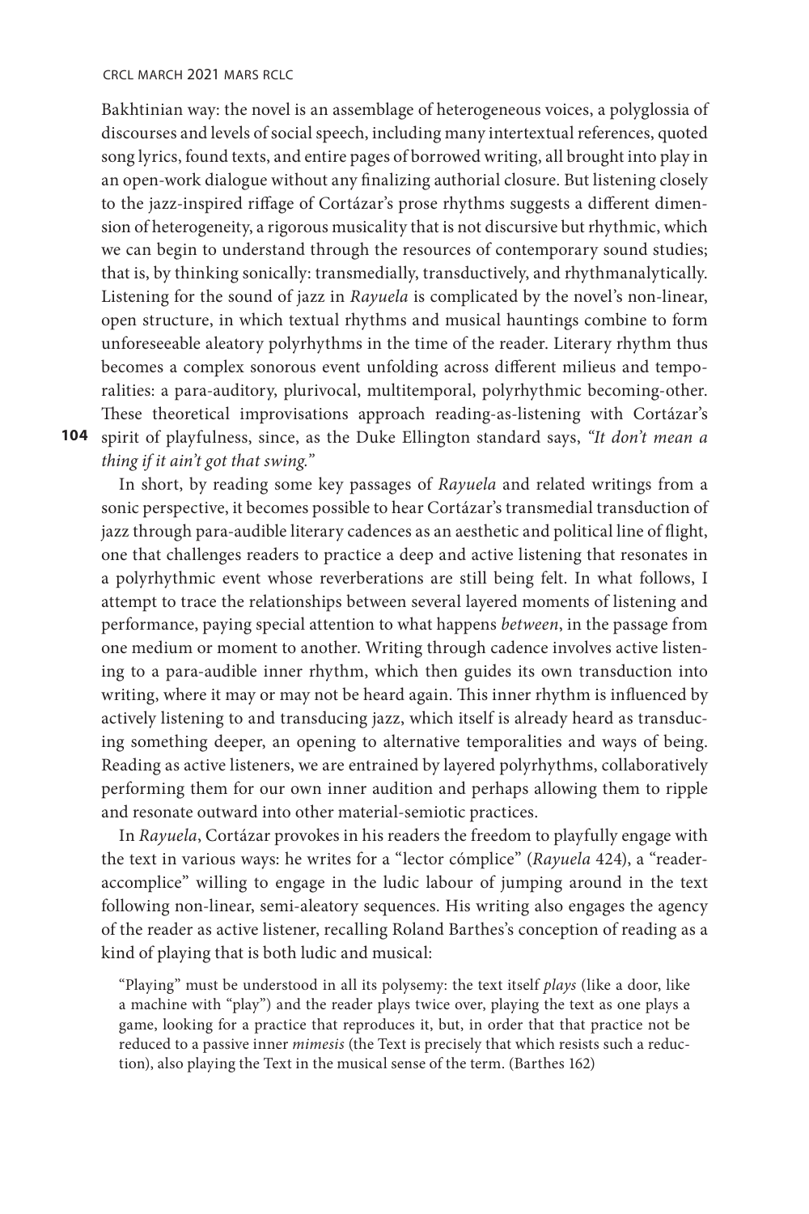Bakhtinian way: the novel is an assemblage of heterogeneous voices, a polyglossia of discourses and levels of social speech, including many intertextual references, quoted song lyrics, found texts, and entire pages of borrowed writing, all brought into play in an open-work dialogue without any finalizing authorial closure. But listening closely to the jazz-inspired riffage of Cortázar's prose rhythms suggests a different dimension of heterogeneity, a rigorous musicality that is not discursive but rhythmic, which we can begin to understand through the resources of contemporary sound studies; that is, by thinking sonically: transmedially, transductively, and rhythmanalytically. Listening for the sound of jazz in *Rayuela* is complicated by the novel's non-linear, open structure, in which textual rhythms and musical hauntings combine to form unforeseeable aleatory polyrhythms in the time of the reader. Literary rhythm thus becomes a complex sonorous event unfolding across different milieus and temporalities: a para-auditory, plurivocal, multitemporal, polyrhythmic becoming-other. These theoretical improvisations approach reading-as-listening with Cortázar's spirit of playfulness, since, as the Duke Ellington standard says, *"It don't mean a thing if it ain't got that swing."*

In short, by reading some key passages of *Rayuela* and related writings from a sonic perspective, it becomes possible to hear Cortázar's transmedial transduction of jazz through para-audible literary cadences as an aesthetic and political line of flight, one that challenges readers to practice a deep and active listening that resonates in a polyrhythmic event whose reverberations are still being felt. In what follows, I attempt to trace the relationships between several layered moments of listening and performance, paying special attention to what happens *between*, in the passage from one medium or moment to another. Writing through cadence involves active listening to a para-audible inner rhythm, which then guides its own transduction into writing, where it may or may not be heard again. This inner rhythm is influenced by actively listening to and transducing jazz, which itself is already heard as transducing something deeper, an opening to alternative temporalities and ways of being. Reading as active listeners, we are entrained by layered polyrhythms, collaboratively performing them for our own inner audition and perhaps allowing them to ripple and resonate outward into other material-semiotic practices.

In *Rayuela*, Cortázar provokes in his readers the freedom to playfully engage with the text in various ways: he writes for a "lector cómplice" (*Rayuela* 424), a "reader-accomplice" willing to engage in the ludic labour of jumping around in the text following non-linear, semi-aleatory sequences. His writing also engages the agency of the reader as active listener, recalling Roland Barthes's conception of reading as a kind of playing that is both ludic and musical:

> "Playing" must be understood in all its polysemy: the text itself *plays* (like a door, like a machine with "play") and the reader plays twice over, playing the text as one plays a game, looking for a practice that reproduces it, but, in order that that practice not be reduced to a passive inner *mimesis* (the Text is precisely that which resists such a reduction), also playing the Text in the musical sense of the term. (Barthes 162)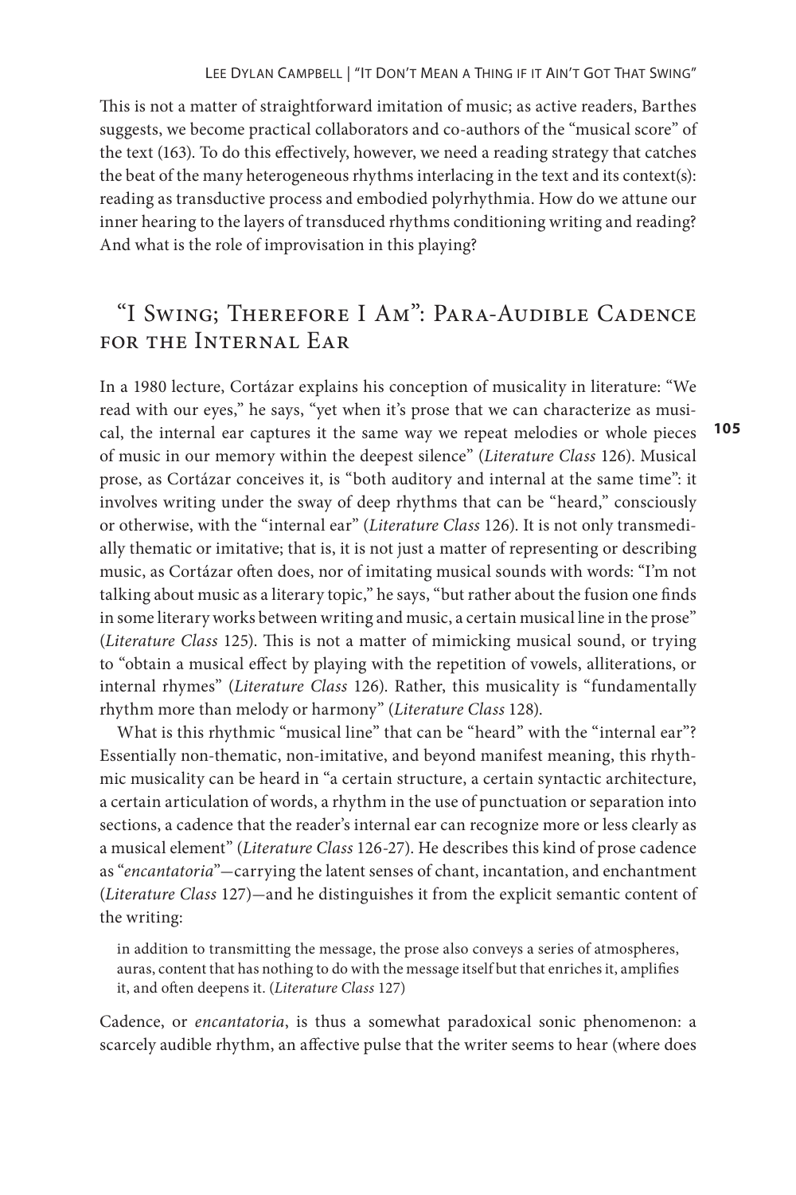This is not a matter of straightforward imitation of music; as active readers, Barthes suggests, we become practical collaborators and co-authors of the "musical score" of the text (163). To do this effectively, however, we need a reading strategy that catches the beat of the many heterogeneous rhythms interlacing in the text and its context(s): reading as transductive process and embodied polyrhythmia. How do we attune our inner hearing to the layers of transduced rhythms conditioning writing and reading? And what is the role of improvisation in this playing?

## "I Swing; Therefore I Am": Para-Audible Cadence for the Internal Ear

In a 1980 lecture, Cortázar explains his conception of musicality in literature: "We read with our eyes," he says, "yet when it's prose that we can characterize as musical, the internal ear captures it the same way we repeat melodies or whole pieces of music in our memory within the deepest silence" (*Literature Class* 126). Musical prose, as Cortázar conceives it, is "both auditory and internal at the same time": it involves writing under the sway of deep rhythms that can be "heard," consciously or otherwise, with the "internal ear" (*Literature Class* 126). It is not only transmedially thematic or imitative; that is, it is not just a matter of representing or describing music, as Cortázar often does, nor of imitating musical sounds with words: "I'm not talking about music as a literary topic," he says, "but rather about the fusion one finds in some literary works between writing and music, a certain musical line in the prose" (*Literature Class* 125). This is not a matter of mimicking musical sound, or trying to "obtain a musical effect by playing with the repetition of vowels, alliterations, or internal rhymes" (*Literature Class* 126). Rather, this musicality is "fundamentally rhythm more than melody or harmony" (*Literature Class* 128).

What is this rhythmic "musical line" that can be "heard" with the "internal ear"? Essentially non-thematic, non-imitative, and beyond manifest meaning, this rhythmic musicality can be heard in "a certain structure, a certain syntactic architecture, a certain articulation of words, a rhythm in the use of punctuation or separation into sections, a cadence that the reader's internal ear can recognize more or less clearly as a musical element" (*Literature Class* 126-27). He describes this kind of prose cadence as "*encantatoria*"—carrying the latent senses of chant, incantation, and enchantment (*Literature Class* 127)—and he distinguishes it from the explicit semantic content of the writing:

> in addition to transmitting the message, the prose also conveys a series of atmospheres, auras, content that has nothing to do with the message itself but that enriches it, amplifies it, and often deepens it. (*Literature Class* 127)

Cadence, or *encantatoria*, is thus a somewhat paradoxical sonic phenomenon: a scarcely audible rhythm, an affective pulse that the writer seems to hear (where does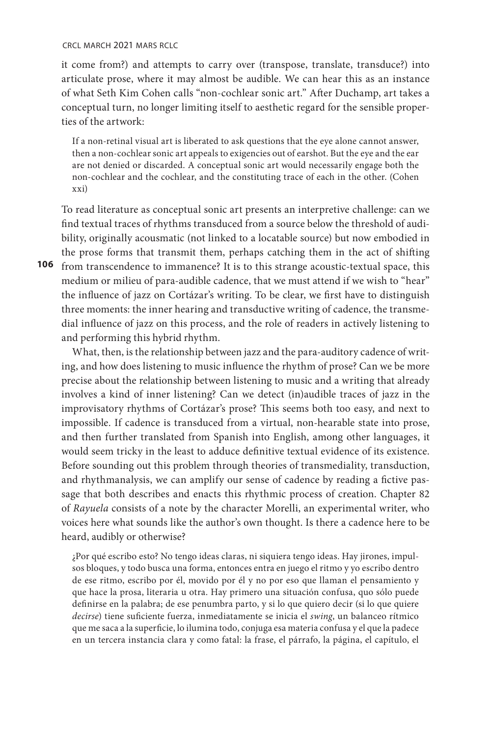it come from?) and attempts to carry over (transpose, translate, transduce?) into articulate prose, where it may almost be audible. We can hear this as an instance of what Seth Kim Cohen calls "non-cochlear sonic art." After Duchamp, art takes a conceptual turn, no longer limiting itself to aesthetic regard for the sensible properties of the artwork:

> If a non-retinal visual art is liberated to ask questions that the eye alone cannot answer, then a non-cochlear sonic art appeals to exigencies out of earshot. But the eye and the ear are not denied or discarded. A conceptual sonic art would necessarily engage both the non-cochlear and the cochlear, and the constituting trace of each in the other. (Cohen xxi)

To read literature as conceptual sonic art presents an interpretive challenge: can we find textual traces of rhythms transduced from a source below the threshold of audibility, originally acousmatic (not linked to a locatable source) but now embodied in the prose forms that transmit them, perhaps catching them in the act of shifting from transcendence to immanence? It is to this strange acoustic-textual space, this medium or milieu of para-audible cadence, that we must attend if we wish to "hear" the influence of jazz on Cortázar's writing. To be clear, we first have to distinguish three moments: the inner hearing and transductive writing of cadence, the transmedial influence of jazz on this process, and the role of readers in actively listening to and performing this hybrid rhythm.

What, then, is the relationship between jazz and the para-auditory cadence of writing, and how does listening to music influence the rhythm of prose? Can we be more precise about the relationship between listening to music and a writing that already involves a kind of inner listening? Can we detect (in)audible traces of jazz in the improvisatory rhythms of Cortázar's prose? This seems both too easy, and next to impossible. If cadence is transduced from a virtual, non-hearable state into prose, and then further translated from Spanish into English, among other languages, it would seem tricky in the least to adduce definitive textual evidence of its existence. Before sounding out this problem through theories of transmediality, transduction, and rhythmanalysis, we can amplify our sense of cadence by reading a fictive passage that both describes and enacts this rhythmic process of creation. Chapter 82 of *Rayuela* consists of a note by the character Morelli, an experimental writer, who voices here what sounds like the author's own thought. Is there a cadence here to be heard, audibly or otherwise?

> ¿Por qué escribo esto? No tengo ideas claras, ni siquiera tengo ideas. Hay jirones, impulsos bloques, y todo busca una forma, entonces entra en juego el ritmo y yo escribo dentro de ese ritmo, escribo por él, movido por él y no por eso que llaman el pensamiento y que hace la prosa, literaria u otra. Hay primero una situación confusa, quo sólo puede definirse en la palabra; de ese penumbra parto, y si lo que quiero decir (si lo que quiere *decirse*) tiene suficiente fuerza, inmediatamente se inicia el *swing*, un balanceo rítmico que me saca a la superficie, lo ilumina todo, conjuga esa materia confusa y el que la padece en un tercera instancia clara y como fatal: la frase, el párrafo, la página, el capítulo, el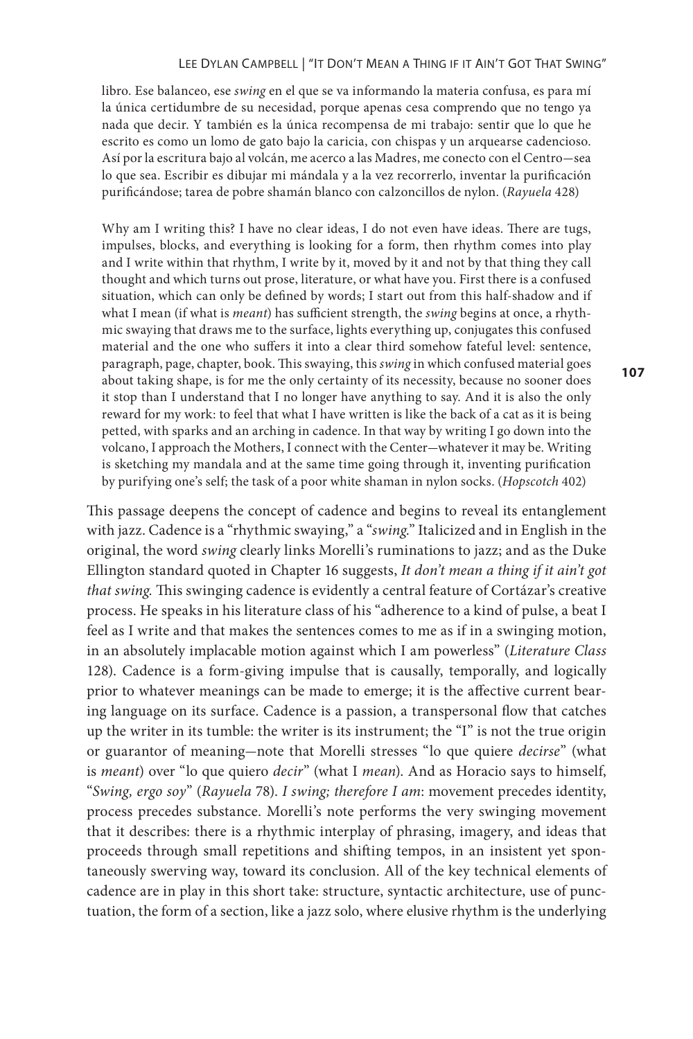libro. Ese balanceo, ese *swing* en el que se va informando la materia confusa, es para mí la única certidumbre de su necesidad, porque apenas cesa comprendo que no tengo ya nada que decir. Y también es la única recompensa de mi trabajo: sentir que lo que he escrito es como un lomo de gato bajo la caricia, con chispas y un arquearse cadencioso. Así por la escritura bajo al volcán, me acerco a las Madres, me conecto con el Centro—sea lo que sea. Escribir es dibujar mi mándala y a la vez recorrerlo, inventar la purificación purificándose; tarea de pobre shamán blanco con calzoncillos de nylon. (*Rayuela* 428)

Why am I writing this? I have no clear ideas, I do not even have ideas. There are tugs, impulses, blocks, and everything is looking for a form, then rhythm comes into play and I write within that rhythm, I write by it, moved by it and not by that thing they call thought and which turns out prose, literature, or what have you. First there is a confused situation, which can only be defined by words; I start out from this half-shadow and if what I mean (if what is *meant*) has sufficient strength, the *swing* begins at once, a rhythmic swaying that draws me to the surface, lights everything up, conjugates this confused material and the one who suffers it into a clear third somehow fateful level: sentence, paragraph, page, chapter, book. This swaying, this *swing* in which confused material goes about taking shape, is for me the only certainty of its necessity, because no sooner does it stop than I understand that I no longer have anything to say. And it is also the only reward for my work: to feel that what I have written is like the back of a cat as it is being petted, with sparks and an arching in cadence. In that way by writing I go down into the volcano, I approach the Mothers, I connect with the Center—whatever it may be. Writing is sketching my mandala and at the same time going through it, inventing purification by purifying one's self; the task of a poor white shaman in nylon socks. (*Hopscotch* 402)

This passage deepens the concept of cadence and begins to reveal its entanglement with jazz. Cadence is a "rhythmic swaying," a "*swing*." Italicized and in English in the original, the word *swing* clearly links Morelli's ruminations to jazz; and as the Duke Ellington standard quoted in Chapter 16 suggests, *It don't mean a thing if it ain't got that swing.* This swinging cadence is evidently a central feature of Cortázar's creative process. He speaks in his literature class of his "adherence to a kind of pulse, a beat I feel as I write and that makes the sentences comes to me as if in a swinging motion, in an absolutely implacable motion against which I am powerless" (*Literature Class* 128). Cadence is a form-giving impulse that is causally, temporally, and logically prior to whatever meanings can be made to emerge; it is the affective current bearing language on its surface. Cadence is a passion, a transpersonal flow that catches up the writer in its tumble: the writer is its instrument; the "I" is not the true origin or guarantor of meaning—note that Morelli stresses "lo que quiere *decirse*" (what is *meant*) over "lo que quiero *decir*" (what I *mean*). And as Horacio says to himself, "*Swing, ergo soy*" (*Rayuela* 78). *I swing; therefore I am*: movement precedes identity, process precedes substance. Morelli's note performs the very swinging movement that it describes: there is a rhythmic interplay of phrasing, imagery, and ideas that proceeds through small repetitions and shifting tempos, in an insistent yet spontaneously swerving way, toward its conclusion. All of the key technical elements of cadence are in play in this short take: structure, syntactic architecture, use of punctuation, the form of a section, like a jazz solo, where elusive rhythm is the underlying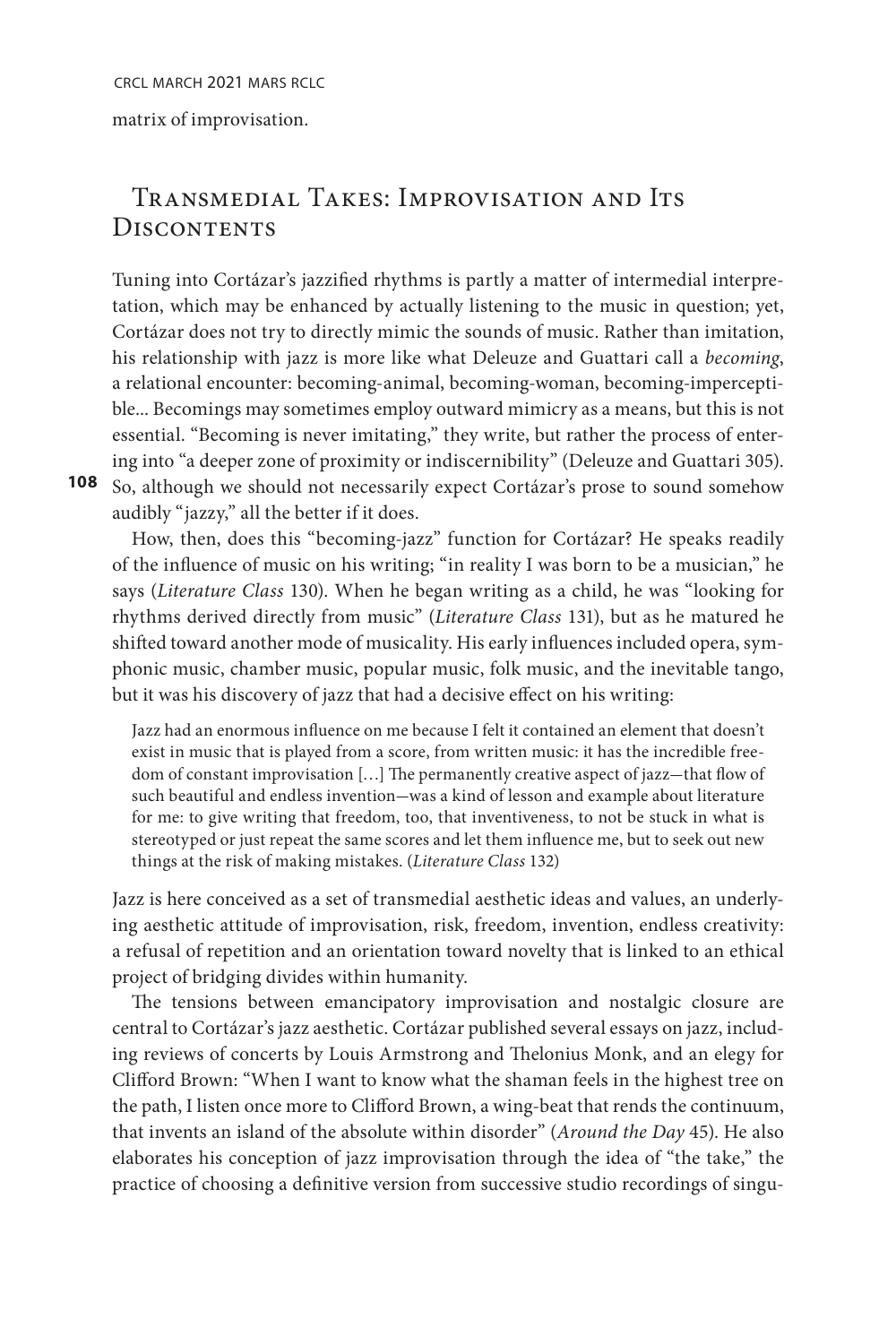matrix of improvisation.

## Transmedial Takes: Improvisation and Its Discontents

Tuning into Cortázar's jazzified rhythms is partly a matter of intermedial interpretation, which may be enhanced by actually listening to the music in question; yet, Cortázar does not try to directly mimic the sounds of music. Rather than imitation, his relationship with jazz is more like what Deleuze and Guattari call a *becoming*, a relational encounter: becoming-animal, becoming-woman, becoming-imperceptible... Becomings may sometimes employ outward mimicry as a means, but this is not essential. "Becoming is never imitating," they write, but rather the process of entering into "a deeper zone of proximity or indiscernibility" (Deleuze and Guattari 305). So, although we should not necessarily expect Cortázar's prose to sound somehow audibly "jazzy," all the better if it does.

How, then, does this "becoming-jazz" function for Cortázar? He speaks readily of the influence of music on his writing; "in reality I was born to be a musician," he says (*Literature Class* 130). When he began writing as a child, he was "looking for rhythms derived directly from music" (*Literature Class* 131), but as he matured he shifted toward another mode of musicality. His early influences included opera, symphonic music, chamber music, popular music, folk music, and the inevitable tango, but it was his discovery of jazz that had a decisive effect on his writing:

> Jazz had an enormous influence on me because I felt it contained an element that doesn't exist in music that is played from a score, from written music: it has the incredible freedom of constant improvisation [...] The permanently creative aspect of jazz—that flow of such beautiful and endless invention—was a kind of lesson and example about literature for me: to give writing that freedom, too, that inventiveness, to not be stuck in what is stereotyped or just repeat the same scores and let them influence me, but to seek out new things at the risk of making mistakes. (*Literature Class* 132)

Jazz is here conceived as a set of transmedial aesthetic ideas and values, an underlying aesthetic attitude of improvisation, risk, freedom, invention, endless creativity: a refusal of repetition and an orientation toward novelty that is linked to an ethical project of bridging divides within humanity.

The tensions between emancipatory improvisation and nostalgic closure are central to Cortázar's jazz aesthetic. Cortázar published several essays on jazz, including reviews of concerts by Louis Armstrong and Thelonius Monk, and an elegy for Clifford Brown: "When I want to know what the shaman feels in the highest tree on the path, I listen once more to Clifford Brown, a wing-beat that rends the continuum, that invents an island of the absolute within disorder" (*Around the Day* 45). He also elaborates his conception of jazz improvisation through the idea of "the take," the practice of choosing a definitive version from successive studio recordings of singu-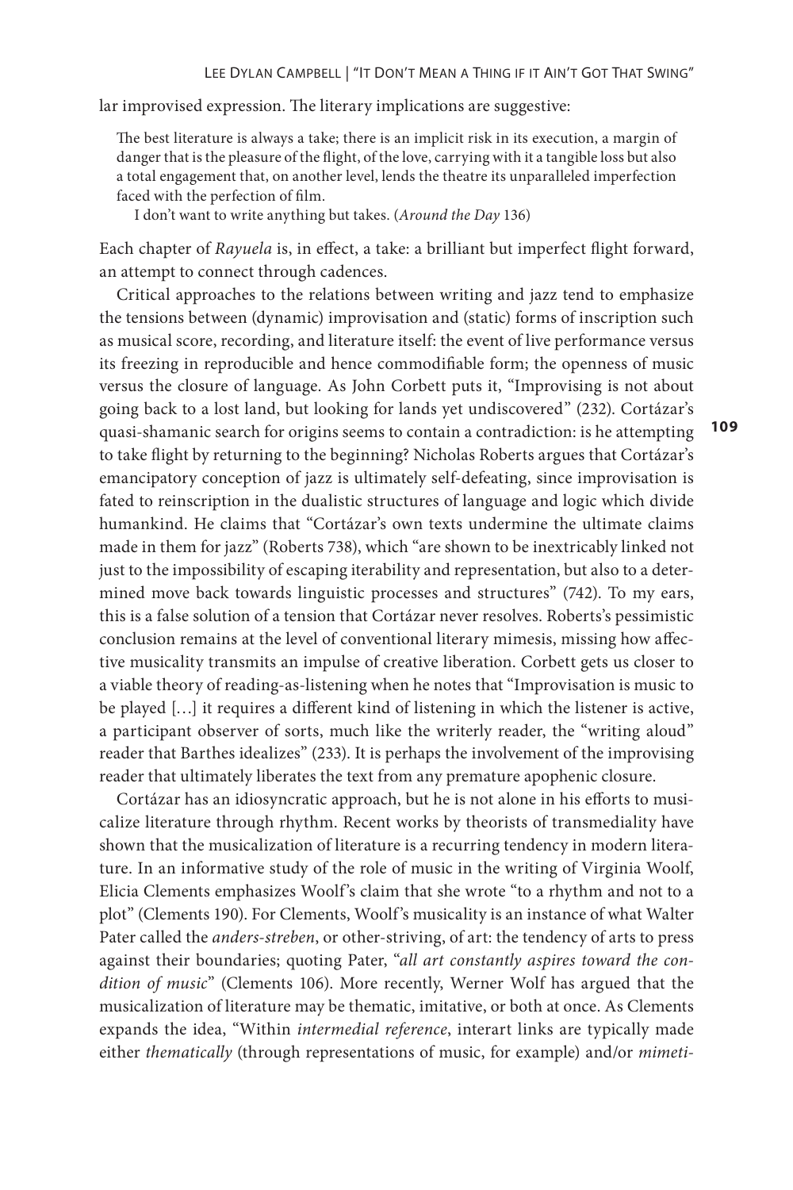lar improvised expression. The literary implications are suggestive:

> The best literature is always a take; there is an implicit risk in its execution, a margin of danger that is the pleasure of the flight, of the love, carrying with it a tangible loss but also a total engagement that, on another level, lends the theatre its unparalleled imperfection faced with the perfection of film.
>
> I don't want to write anything but takes. (*Around the Day* 136)

Each chapter of *Rayuela* is, in effect, a take: a brilliant but imperfect flight forward, an attempt to connect through cadences.

Critical approaches to the relations between writing and jazz tend to emphasize the tensions between (dynamic) improvisation and (static) forms of inscription such as musical score, recording, and literature itself: the event of live performance versus its freezing in reproducible and hence commodifiable form; the openness of music versus the closure of language. As John Corbett puts it, "Improvising is not about going back to a lost land, but looking for lands yet undiscovered" (232). Cortázar's quasi-shamanic search for origins seems to contain a contradiction: is he attempting to take flight by returning to the beginning? Nicholas Roberts argues that Cortázar's emancipatory conception of jazz is ultimately self-defeating, since improvisation is fated to reinscription in the dualistic structures of language and logic which divide humankind. He claims that "Cortázar's own texts undermine the ultimate claims made in them for jazz" (Roberts 738), which "are shown to be inextricably linked not just to the impossibility of escaping iterability and representation, but also to a determined move back towards linguistic processes and structures" (742). To my ears, this is a false solution of a tension that Cortázar never resolves. Roberts's pessimistic conclusion remains at the level of conventional literary mimesis, missing how affective musicality transmits an impulse of creative liberation. Corbett gets us closer to a viable theory of reading-as-listening when he notes that "Improvisation is music to be played […] it requires a different kind of listening in which the listener is active, a participant observer of sorts, much like the writerly reader, the "writing aloud" reader that Barthes idealizes" (233). It is perhaps the involvement of the improvising reader that ultimately liberates the text from any premature apophenic closure.

Cortázar has an idiosyncratic approach, but he is not alone in his efforts to musicalize literature through rhythm. Recent works by theorists of transmediality have shown that the musicalization of literature is a recurring tendency in modern literature. In an informative study of the role of music in the writing of Virginia Woolf, Elicia Clements emphasizes Woolf's claim that she wrote "to a rhythm and not to a plot" (Clements 190). For Clements, Woolf's musicality is an instance of what Walter Pater called the *anders-streben*, or other-striving, of art: the tendency of arts to press against their boundaries; quoting Pater, "*all art constantly aspires toward the condition of music*" (Clements 106). More recently, Werner Wolf has argued that the musicalization of literature may be thematic, imitative, or both at once. As Clements expands the idea, "Within *intermedial reference*, interart links are typically made either *thematically* (through representations of music, for example) and/or *mimeti-*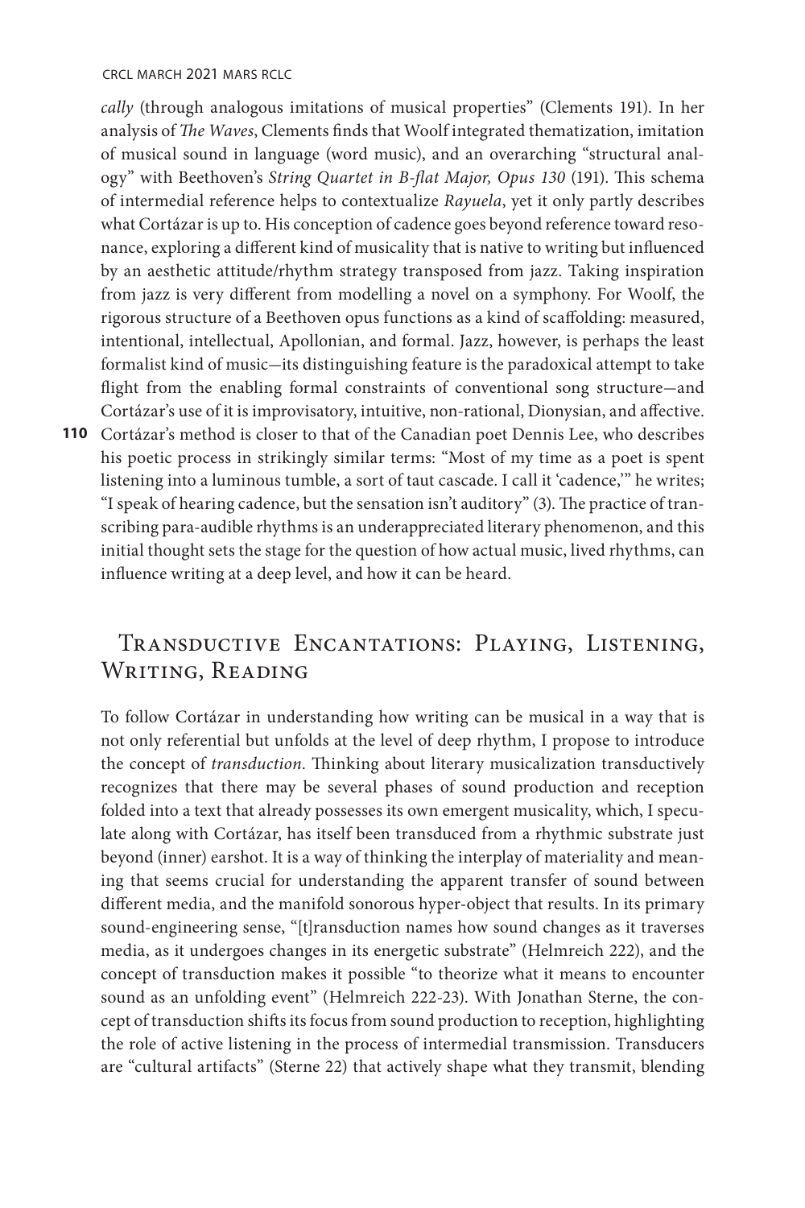*cally* (through analogous imitations of musical properties" (Clements 191). In her analysis of *The Waves*, Clements finds that Woolf integrated thematization, imitation of musical sound in language (word music), and an overarching "structural analogy" with Beethoven's *String Quartet in B-flat Major, Opus 130* (191). This schema of intermedial reference helps to contextualize *Rayuela*, yet it only partly describes what Cortázar is up to. His conception of cadence goes beyond reference toward resonance, exploring a different kind of musicality that is native to writing but influenced by an aesthetic attitude/rhythm strategy transposed from jazz. Taking inspiration from jazz is very different from modelling a novel on a symphony. For Woolf, the rigorous structure of a Beethoven opus functions as a kind of scaffolding: measured, intentional, intellectual, Apollonian, and formal. Jazz, however, is perhaps the least formalist kind of music—its distinguishing feature is the paradoxical attempt to take flight from the enabling formal constraints of conventional song structure—and Cortázar's use of it is improvisatory, intuitive, non-rational, Dionysian, and affective. Cortázar's method is closer to that of the Canadian poet Dennis Lee, who describes his poetic process in strikingly similar terms: "Most of my time as a poet is spent listening into a luminous tumble, a sort of taut cascade. I call it 'cadence,'" he writes; "I speak of hearing cadence, but the sensation isn't auditory" (3). The practice of transcribing para-audible rhythms is an underappreciated literary phenomenon, and this initial thought sets the stage for the question of how actual music, lived rhythms, can influence writing at a deep level, and how it can be heard.

## Transductive Encantations: Playing, Listening, Writing, Reading

To follow Cortázar in understanding how writing can be musical in a way that is not only referential but unfolds at the level of deep rhythm, I propose to introduce the concept of *transduction*. Thinking about literary musicalization transductively recognizes that there may be several phases of sound production and reception folded into a text that already possesses its own emergent musicality, which, I speculate along with Cortázar, has itself been transduced from a rhythmic substrate just beyond (inner) earshot. It is a way of thinking the interplay of materiality and meaning that seems crucial for understanding the apparent transfer of sound between different media, and the manifold sonorous hyper-object that results. In its primary sound-engineering sense, "[t]ransduction names how sound changes as it traverses media, as it undergoes changes in its energetic substrate" (Helmreich 222), and the concept of transduction makes it possible "to theorize what it means to encounter sound as an unfolding event" (Helmreich 222-23). With Jonathan Sterne, the concept of transduction shifts its focus from sound production to reception, highlighting the role of active listening in the process of intermedial transmission. Transducers are "cultural artifacts" (Sterne 22) that actively shape what they transmit, blending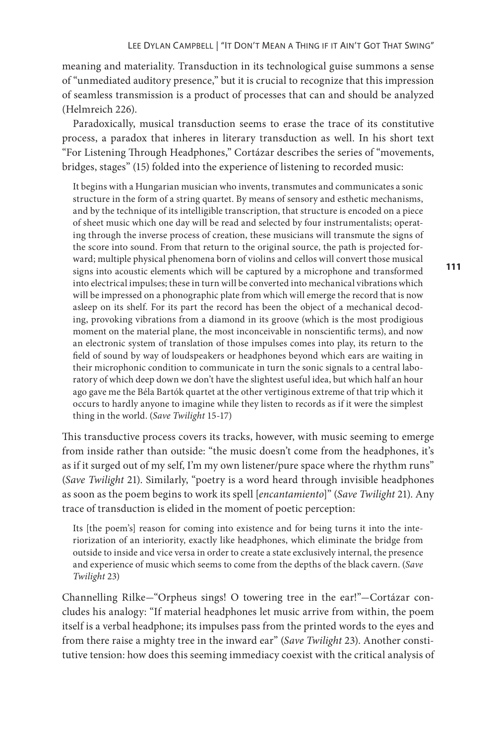meaning and materiality. Transduction in its technological guise summons a sense of "unmediated auditory presence," but it is crucial to recognize that this impression of seamless transmission is a product of processes that can and should be analyzed (Helmreich 226).

Paradoxically, musical transduction seems to erase the trace of its constitutive process, a paradox that inheres in literary transduction as well. In his short text "For Listening Through Headphones," Cortázar describes the series of "movements, bridges, stages" (15) folded into the experience of listening to recorded music:

> It begins with a Hungarian musician who invents, transmutes and communicates a sonic structure in the form of a string quartet. By means of sensory and esthetic mechanisms, and by the technique of its intelligible transcription, that structure is encoded on a piece of sheet music which one day will be read and selected by four instrumentalists; operating through the inverse process of creation, these musicians will transmute the signs of the score into sound. From that return to the original source, the path is projected forward; multiple physical phenomena born of violins and cellos will convert those musical signs into acoustic elements which will be captured by a microphone and transformed into electrical impulses; these in turn will be converted into mechanical vibrations which will be impressed on a phonographic plate from which will emerge the record that is now asleep on its shelf. For its part the record has been the object of a mechanical decoding, provoking vibrations from a diamond in its groove (which is the most prodigious moment on the material plane, the most inconceivable in nonscientific terms), and now an electronic system of translation of those impulses comes into play, its return to the field of sound by way of loudspeakers or headphones beyond which ears are waiting in their microphonic condition to communicate in turn the sonic signals to a central laboratory of which deep down we don't have the slightest useful idea, but which half an hour ago gave me the Béla Bartók quartet at the other vertiginous extreme of that trip which it occurs to hardly anyone to imagine while they listen to records as if it were the simplest thing in the world. (*Save Twilight* 15-17)

This transductive process covers its tracks, however, with music seeming to emerge from inside rather than outside: "the music doesn't come from the headphones, it's as if it surged out of my self, I'm my own listener/pure space where the rhythm runs" (*Save Twilight* 21). Similarly, "poetry is a word heard through invisible headphones as soon as the poem begins to work its spell [*encantamiento*]" (*Save Twilight* 21). Any trace of transduction is elided in the moment of poetic perception:

> Its [the poem's] reason for coming into existence and for being turns it into the interiorization of an interiority, exactly like headphones, which eliminate the bridge from outside to inside and vice versa in order to create a state exclusively internal, the presence and experience of music which seems to come from the depths of the black cavern. (*Save Twilight* 23)

Channelling Rilke—"Orpheus sings! O towering tree in the ear!"—Cortázar concludes his analogy: "If material headphones let music arrive from within, the poem itself is a verbal headphone; its impulses pass from the printed words to the eyes and from there raise a mighty tree in the inward ear" (*Save Twilight* 23). Another constitutive tension: how does this seeming immediacy coexist with the critical analysis of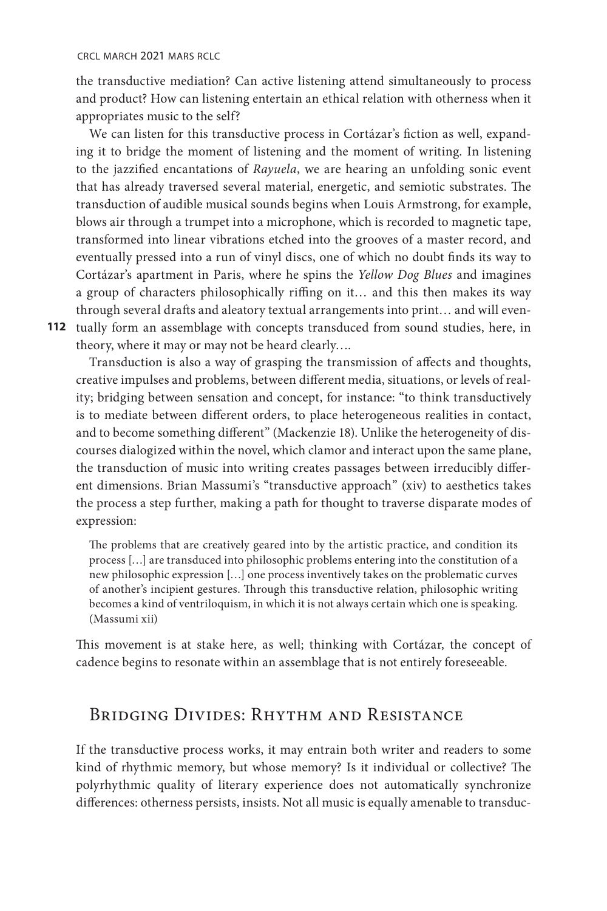the transductive mediation? Can active listening attend simultaneously to process and product? How can listening entertain an ethical relation with otherness when it appropriates music to the self?

We can listen for this transductive process in Cortázar's fiction as well, expanding it to bridge the moment of listening and the moment of writing. In listening to the jazzified encantations of *Rayuela*, we are hearing an unfolding sonic event that has already traversed several material, energetic, and semiotic substrates. The transduction of audible musical sounds begins when Louis Armstrong, for example, blows air through a trumpet into a microphone, which is recorded to magnetic tape, transformed into linear vibrations etched into the grooves of a master record, and eventually pressed into a run of vinyl discs, one of which no doubt finds its way to Cortázar's apartment in Paris, where he spins the *Yellow Dog Blues* and imagines a group of characters philosophically riffing on it… and this then makes its way through several drafts and aleatory textual arrangements into print… and will eventually form an assemblage with concepts transduced from sound studies, here, in theory, where it may or may not be heard clearly….

Transduction is also a way of grasping the transmission of affects and thoughts, creative impulses and problems, between different media, situations, or levels of reality; bridging between sensation and concept, for instance: "to think transductively is to mediate between different orders, to place heterogeneous realities in contact, and to become something different" (Mackenzie 18). Unlike the heterogeneity of discourses dialogized within the novel, which clamor and interact upon the same plane, the transduction of music into writing creates passages between irreducibly different dimensions. Brian Massumi's "transductive approach" (xiv) to aesthetics takes the process a step further, making a path for thought to traverse disparate modes of expression:

> The problems that are creatively geared into by the artistic practice, and condition its process […] are transduced into philosophic problems entering into the constitution of a new philosophic expression […] one process inventively takes on the problematic curves of another's incipient gestures. Through this transductive relation, philosophic writing becomes a kind of ventriloquism, in which it is not always certain which one is speaking. (Massumi xii)

This movement is at stake here, as well; thinking with Cortázar, the concept of cadence begins to resonate within an assemblage that is not entirely foreseeable.

## Bridging Divides: Rhythm and Resistance

If the transductive process works, it may entrain both writer and readers to some kind of rhythmic memory, but whose memory? Is it individual or collective? The polyrhythmic quality of literary experience does not automatically synchronize differences: otherness persists, insists. Not all music is equally amenable to transduc-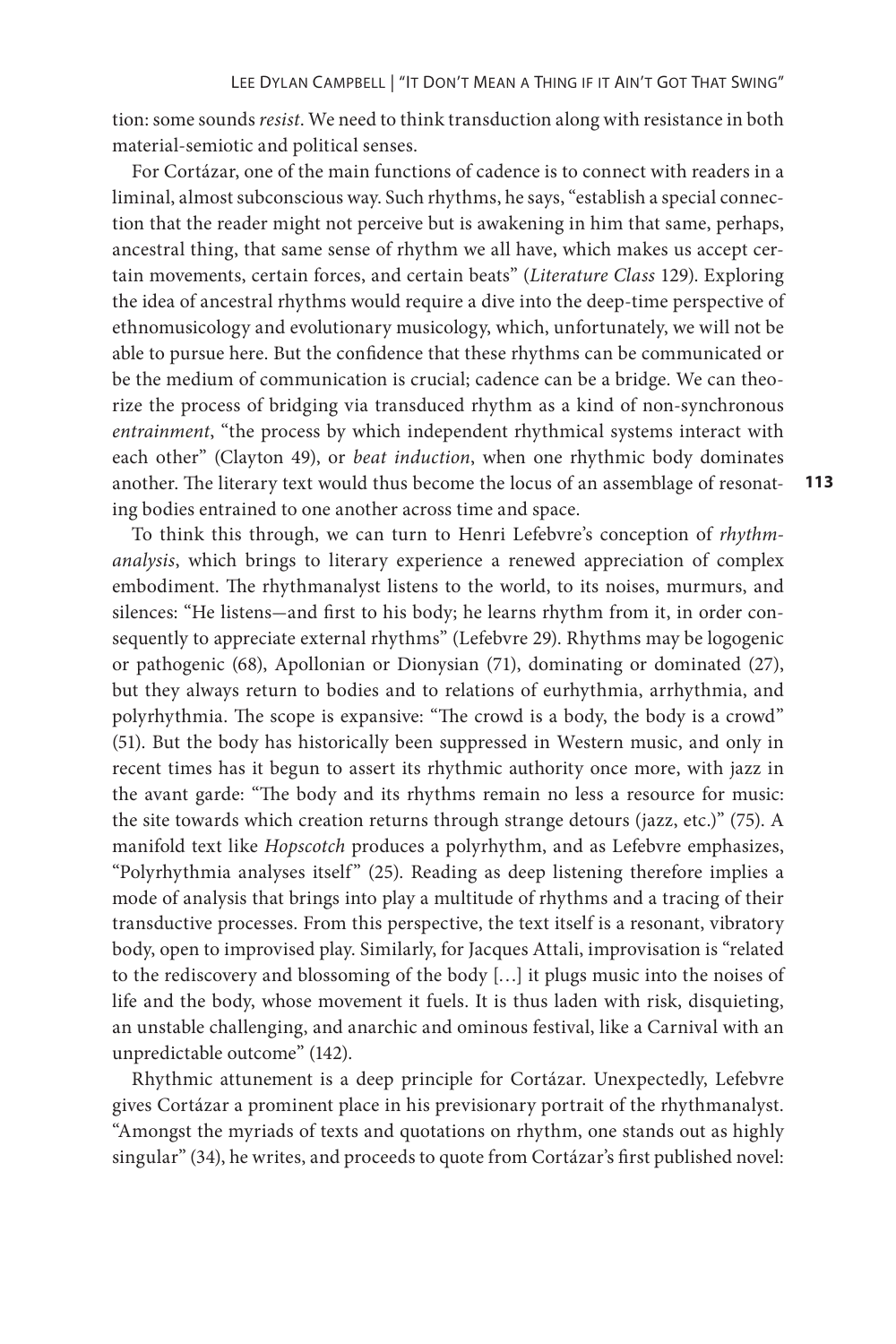tion: some sounds *resist*. We need to think transduction along with resistance in both material-semiotic and political senses.

For Cortázar, one of the main functions of cadence is to connect with readers in a liminal, almost subconscious way. Such rhythms, he says, "establish a special connection that the reader might not perceive but is awakening in him that same, perhaps, ancestral thing, that same sense of rhythm we all have, which makes us accept certain movements, certain forces, and certain beats" (*Literature Class* 129). Exploring the idea of ancestral rhythms would require a dive into the deep-time perspective of ethnomusicology and evolutionary musicology, which, unfortunately, we will not be able to pursue here. But the confidence that these rhythms can be communicated or be the medium of communication is crucial; cadence can be a bridge. We can theorize the process of bridging via transduced rhythm as a kind of non-synchronous *entrainment*, "the process by which independent rhythmical systems interact with each other" (Clayton 49), or *beat induction*, when one rhythmic body dominates another. The literary text would thus become the locus of an assemblage of resonating bodies entrained to one another across time and space.

To think this through, we can turn to Henri Lefebvre's conception of *rhythmanalysis*, which brings to literary experience a renewed appreciation of complex embodiment. The rhythmanalyst listens to the world, to its noises, murmurs, and silences: "He listens—and first to his body; he learns rhythm from it, in order consequently to appreciate external rhythms" (Lefebvre 29). Rhythms may be logogenic or pathogenic (68), Apollonian or Dionysian (71), dominating or dominated (27), but they always return to bodies and to relations of eurhythmia, arrhythmia, and polyrhythmia. The scope is expansive: "The crowd is a body, the body is a crowd" (51). But the body has historically been suppressed in Western music, and only in recent times has it begun to assert its rhythmic authority once more, with jazz in the avant garde: "The body and its rhythms remain no less a resource for music: the site towards which creation returns through strange detours (jazz, etc.)" (75). A manifold text like *Hopscotch* produces a polyrhythm, and as Lefebvre emphasizes, "Polyrhythmia analyses itself" (25). Reading as deep listening therefore implies a mode of analysis that brings into play a multitude of rhythms and a tracing of their transductive processes. From this perspective, the text itself is a resonant, vibratory body, open to improvised play. Similarly, for Jacques Attali, improvisation is "related to the rediscovery and blossoming of the body […] it plugs music into the noises of life and the body, whose movement it fuels. It is thus laden with risk, disquieting, an unstable challenging, and anarchic and ominous festival, like a Carnival with an unpredictable outcome" (142).

Rhythmic attunement is a deep principle for Cortázar. Unexpectedly, Lefebvre gives Cortázar a prominent place in his previsionary portrait of the rhythmanalyst. "Amongst the myriads of texts and quotations on rhythm, one stands out as highly singular" (34), he writes, and proceeds to quote from Cortázar's first published novel: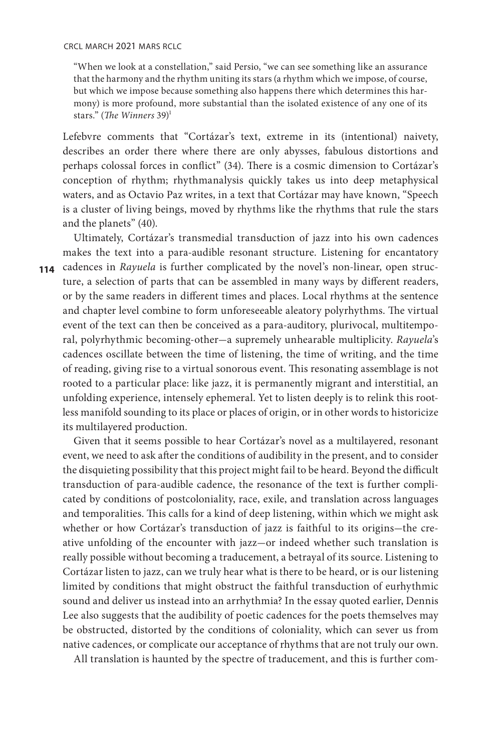> "When we look at a constellation," said Persio, "we can see something like an assurance that the harmony and the rhythm uniting its stars (a rhythm which we impose, of course, but which we impose because something also happens there which determines this harmony) is more profound, more substantial than the isolated existence of any one of its stars." (*The Winners* 39)[1]

Lefebvre comments that "Cortázar's text, extreme in its (intentional) naivety, describes an order there where there are only abysses, fabulous distortions and perhaps colossal forces in conflict" (34). There is a cosmic dimension to Cortázar's conception of rhythm; rhythmanalysis quickly takes us into deep metaphysical waters, and as Octavio Paz writes, in a text that Cortázar may have known, "Speech is a cluster of living beings, moved by rhythms like the rhythms that rule the stars and the planets" (40).

Ultimately, Cortázar's transmedial transduction of jazz into his own cadences makes the text into a para-audible resonant structure. Listening for encantatory cadences in *Rayuela* is further complicated by the novel's non-linear, open structure, a selection of parts that can be assembled in many ways by different readers, or by the same readers in different times and places. Local rhythms at the sentence and chapter level combine to form unforeseeable aleatory polyrhythms. The virtual event of the text can then be conceived as a para-auditory, plurivocal, multitemporal, polyrhythmic becoming-other—a supremely unhearable multiplicity. *Rayuela*'s cadences oscillate between the time of listening, the time of writing, and the time of reading, giving rise to a virtual sonorous event. This resonating assemblage is not rooted to a particular place: like jazz, it is permanently migrant and interstitial, an unfolding experience, intensely ephemeral. Yet to listen deeply is to relink this rootless manifold sounding to its place or places of origin, or in other words to historicize its multilayered production.

Given that it seems possible to hear Cortázar's novel as a multilayered, resonant event, we need to ask after the conditions of audibility in the present, and to consider the disquieting possibility that this project might fail to be heard. Beyond the difficult transduction of para-audible cadence, the resonance of the text is further complicated by conditions of postcoloniality, race, exile, and translation across languages and temporalities. This calls for a kind of deep listening, within which we might ask whether or how Cortázar's transduction of jazz is faithful to its origins—the creative unfolding of the encounter with jazz—or indeed whether such translation is really possible without becoming a traducement, a betrayal of its source. Listening to Cortázar listen to jazz, can we truly hear what is there to be heard, or is our listening limited by conditions that might obstruct the faithful transduction of eurhythmic sound and deliver us instead into an arrhythmia? In the essay quoted earlier, Dennis Lee also suggests that the audibility of poetic cadences for the poets themselves may be obstructed, distorted by the conditions of coloniality, which can sever us from native cadences, or complicate our acceptance of rhythms that are not truly our own.

All translation is haunted by the spectre of traducement, and this is further com-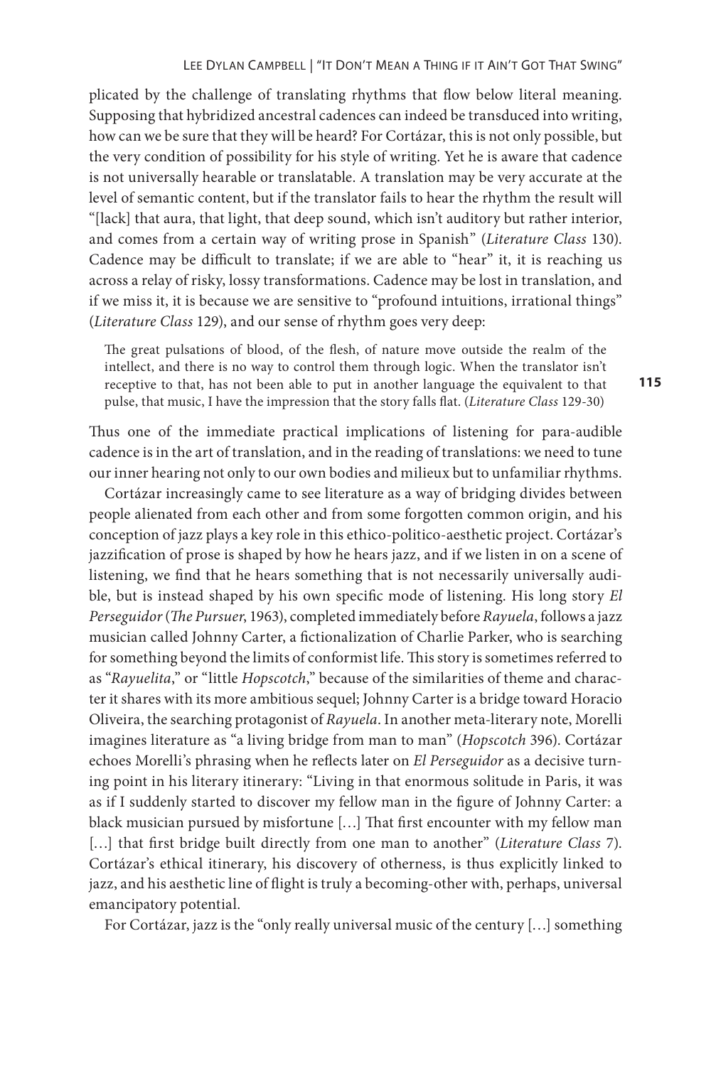plicated by the challenge of translating rhythms that flow below literal meaning. Supposing that hybridized ancestral cadences can indeed be transduced into writing, how can we be sure that they will be heard? For Cortázar, this is not only possible, but the very condition of possibility for his style of writing. Yet he is aware that cadence is not universally hearable or translatable. A translation may be very accurate at the level of semantic content, but if the translator fails to hear the rhythm the result will "[lack] that aura, that light, that deep sound, which isn't auditory but rather interior, and comes from a certain way of writing prose in Spanish" (*Literature Class* 130). Cadence may be difficult to translate; if we are able to "hear" it, it is reaching us across a relay of risky, lossy transformations. Cadence may be lost in translation, and if we miss it, it is because we are sensitive to "profound intuitions, irrational things" (*Literature Class* 129), and our sense of rhythm goes very deep:

> The great pulsations of blood, of the flesh, of nature move outside the realm of the intellect, and there is no way to control them through logic. When the translator isn't receptive to that, has not been able to put in another language the equivalent to that pulse, that music, I have the impression that the story falls flat. (*Literature Class* 129-30)

Thus one of the immediate practical implications of listening for para-audible cadence is in the art of translation, and in the reading of translations: we need to tune our inner hearing not only to our own bodies and milieux but to unfamiliar rhythms.

Cortázar increasingly came to see literature as a way of bridging divides between people alienated from each other and from some forgotten common origin, and his conception of jazz plays a key role in this ethico-politico-aesthetic project. Cortázar's jazzification of prose is shaped by how he hears jazz, and if we listen in on a scene of listening, we find that he hears something that is not necessarily universally audible, but is instead shaped by his own specific mode of listening. His long story *El Perseguidor* (*The Pursuer*, 1963), completed immediately before *Rayuela*, follows a jazz musician called Johnny Carter, a fictionalization of Charlie Parker, who is searching for something beyond the limits of conformist life. This story is sometimes referred to as "*Rayuelita*," or "little *Hopscotch*," because of the similarities of theme and character it shares with its more ambitious sequel; Johnny Carter is a bridge toward Horacio Oliveira, the searching protagonist of *Rayuela*. In another meta-literary note, Morelli imagines literature as "a living bridge from man to man" (*Hopscotch* 396). Cortázar echoes Morelli's phrasing when he reflects later on *El Perseguidor* as a decisive turning point in his literary itinerary: "Living in that enormous solitude in Paris, it was as if I suddenly started to discover my fellow man in the figure of Johnny Carter: a black musician pursued by misfortune [...] That first encounter with my fellow man [...] that first bridge built directly from one man to another" (*Literature Class* 7). Cortázar's ethical itinerary, his discovery of otherness, is thus explicitly linked to jazz, and his aesthetic line of flight is truly a becoming-other with, perhaps, universal emancipatory potential.

For Cortázar, jazz is the "only really universal music of the century [...] something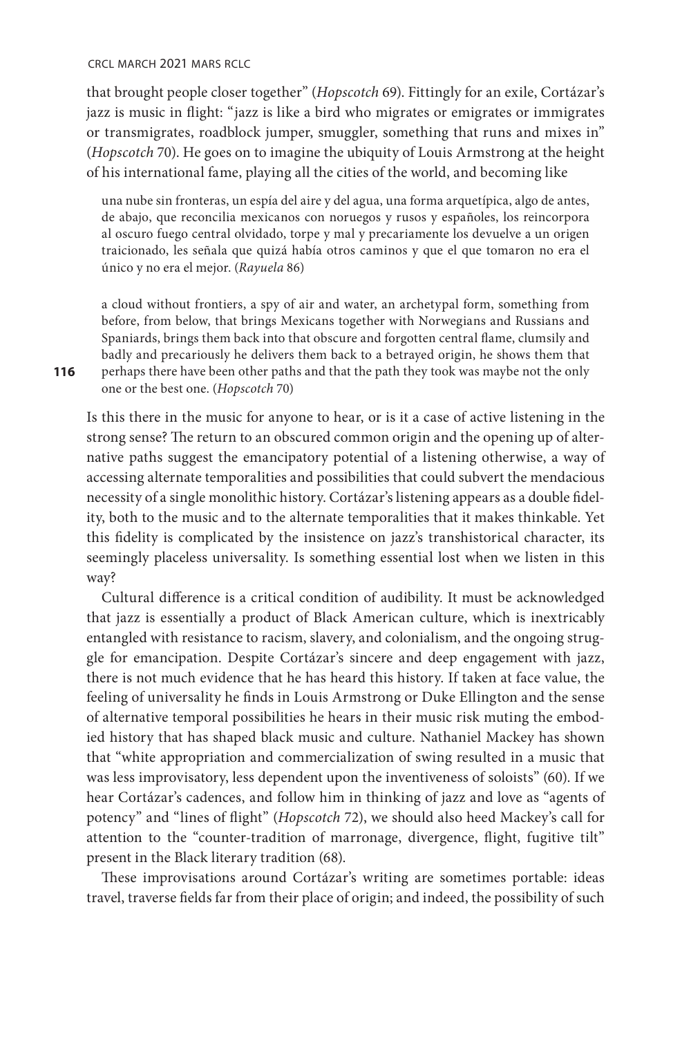that brought people closer together" (*Hopscotch* 69). Fittingly for an exile, Cortázar's jazz is music in flight: "jazz is like a bird who migrates or emigrates or immigrates or transmigrates, roadblock jumper, smuggler, something that runs and mixes in" (*Hopscotch* 70). He goes on to imagine the ubiquity of Louis Armstrong at the height of his international fame, playing all the cities of the world, and becoming like

> una nube sin fronteras, un espía del aire y del agua, una forma arquetípica, algo de antes, de abajo, que reconcilia mexicanos con noruegos y rusos y españoles, los reincorpora al oscuro fuego central olvidado, torpe y mal y precariamente los devuelve a un origen traicionado, les señala que quizá había otros caminos y que el que tomaron no era el único y no era el mejor. (*Rayuela* 86)

> a cloud without frontiers, a spy of air and water, an archetypal form, something from before, from below, that brings Mexicans together with Norwegians and Russians and Spaniards, brings them back into that obscure and forgotten central flame, clumsily and badly and precariously he delivers them back to a betrayed origin, he shows them that perhaps there have been other paths and that the path they took was maybe not the only one or the best one. (*Hopscotch* 70)

Is this there in the music for anyone to hear, or is it a case of active listening in the strong sense? The return to an obscured common origin and the opening up of alternative paths suggest the emancipatory potential of a listening otherwise, a way of accessing alternate temporalities and possibilities that could subvert the mendacious necessity of a single monolithic history. Cortázar's listening appears as a double fidelity, both to the music and to the alternate temporalities that it makes thinkable. Yet this fidelity is complicated by the insistence on jazz's transhistorical character, its seemingly placeless universality. Is something essential lost when we listen in this way?

Cultural difference is a critical condition of audibility. It must be acknowledged that jazz is essentially a product of Black American culture, which is inextricably entangled with resistance to racism, slavery, and colonialism, and the ongoing struggle for emancipation. Despite Cortázar's sincere and deep engagement with jazz, there is not much evidence that he has heard this history. If taken at face value, the feeling of universality he finds in Louis Armstrong or Duke Ellington and the sense of alternative temporal possibilities he hears in their music risk muting the embodied history that has shaped black music and culture. Nathaniel Mackey has shown that "white appropriation and commercialization of swing resulted in a music that was less improvisatory, less dependent upon the inventiveness of soloists" (60). If we hear Cortázar's cadences, and follow him in thinking of jazz and love as "agents of potency" and "lines of flight" (*Hopscotch* 72), we should also heed Mackey's call for attention to the "counter-tradition of marronage, divergence, flight, fugitive tilt" present in the Black literary tradition (68).

These improvisations around Cortázar's writing are sometimes portable: ideas travel, traverse fields far from their place of origin; and indeed, the possibility of such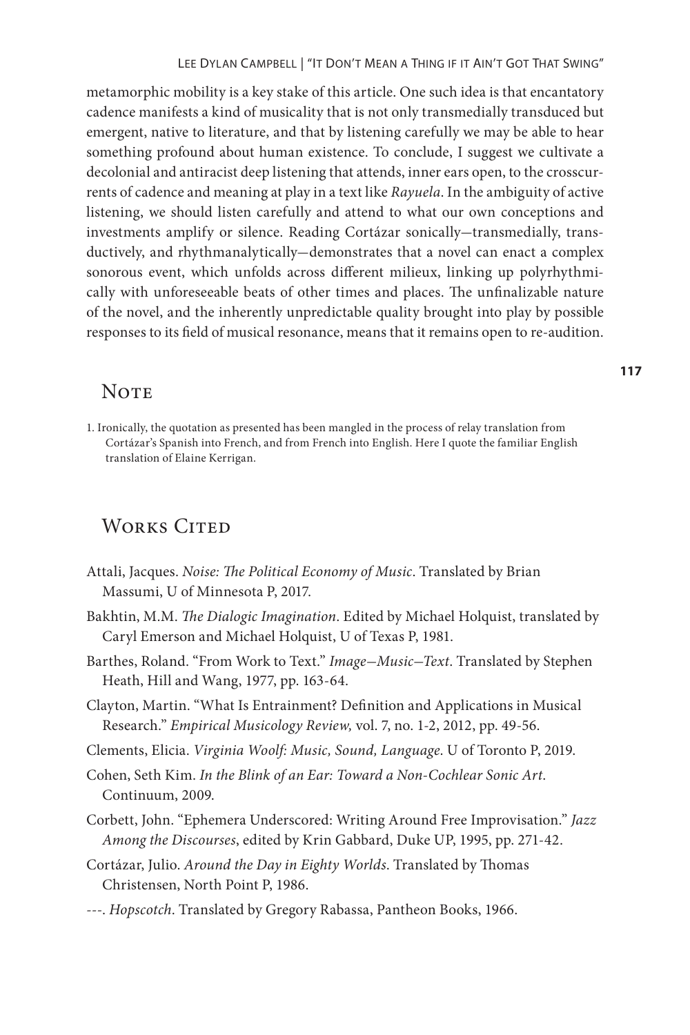metamorphic mobility is a key stake of this article. One such idea is that encantatory cadence manifests a kind of musicality that is not only transmedially transduced but emergent, native to literature, and that by listening carefully we may be able to hear something profound about human existence. To conclude, I suggest we cultivate a decolonial and antiracist deep listening that attends, inner ears open, to the crosscurrents of cadence and meaning at play in a text like *Rayuela*. In the ambiguity of active listening, we should listen carefully and attend to what our own conceptions and investments amplify or silence. Reading Cortázar sonically—transmedially, transductively, and rhythmanalytically—demonstrates that a novel can enact a complex sonorous event, which unfolds across different milieux, linking up polyrhythmically with unforeseeable beats of other times and places. The unfinalizable nature of the novel, and the inherently unpredictable quality brought into play by possible responses to its field of musical resonance, means that it remains open to re-audition.

## Note

1. Ironically, the quotation as presented has been mangled in the process of relay translation from Cortázar's Spanish into French, and from French into English. Here I quote the familiar English translation of Elaine Kerrigan.

## Works Cited

Attali, Jacques. *Noise: The Political Economy of Music*. Translated by Brian Massumi, U of Minnesota P, 2017.

Bakhtin, M.M. *The Dialogic Imagination*. Edited by Michael Holquist, translated by Caryl Emerson and Michael Holquist, U of Texas P, 1981.

Barthes, Roland. "From Work to Text." *Image—Music—Text*. Translated by Stephen Heath, Hill and Wang, 1977, pp. 163-64.

Clayton, Martin. "What Is Entrainment? Definition and Applications in Musical Research." *Empirical Musicology Review,* vol. 7, no. 1-2, 2012, pp. 49-56.

Clements, Elicia. *Virginia Woolf: Music, Sound, Language*. U of Toronto P, 2019.

Cohen, Seth Kim. *In the Blink of an Ear: Toward a Non-Cochlear Sonic Art.* Continuum, 2009.

Corbett, John. "Ephemera Underscored: Writing Around Free Improvisation." *Jazz Among the Discourses*, edited by Krin Gabbard, Duke UP, 1995, pp. 271-42.

Cortázar, Julio. *Around the Day in Eighty Worlds*. Translated by Thomas Christensen, North Point P, 1986.

---. *Hopscotch*. Translated by Gregory Rabassa, Pantheon Books, 1966.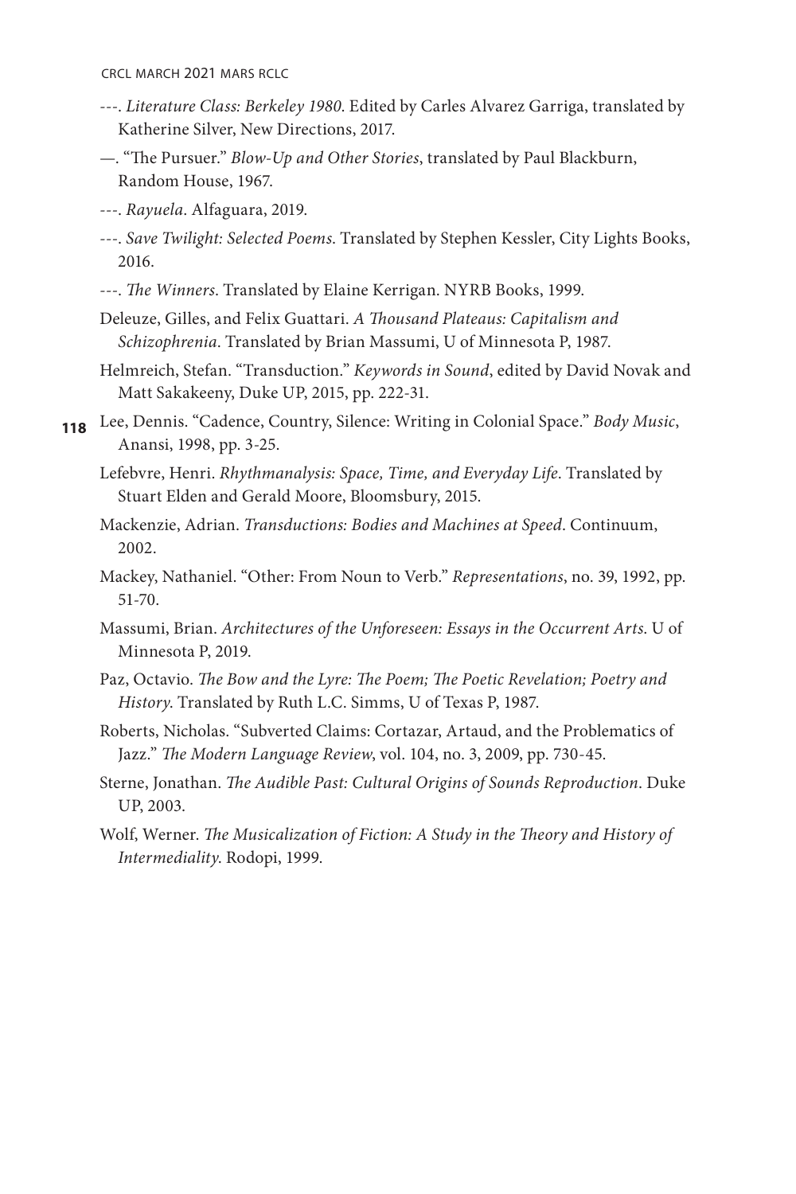---. *Literature Class: Berkeley 1980*. Edited by Carles Alvarez Garriga, translated by Katherine Silver, New Directions, 2017.

—. "The Pursuer." *Blow-Up and Other Stories*, translated by Paul Blackburn, Random House, 1967.

---. *Rayuela*. Alfaguara, 2019.

---. *Save Twilight: Selected Poems*. Translated by Stephen Kessler, City Lights Books, 2016.

---. *The Winners*. Translated by Elaine Kerrigan. NYRB Books, 1999.

Deleuze, Gilles, and Felix Guattari. *A Thousand Plateaus: Capitalism and Schizophrenia*. Translated by Brian Massumi, U of Minnesota P, 1987.

Helmreich, Stefan. "Transduction." *Keywords in Sound*, edited by David Novak and Matt Sakakeeny, Duke UP, 2015, pp. 222-31.

Lee, Dennis. "Cadence, Country, Silence: Writing in Colonial Space." *Body Music*, Anansi, 1998, pp. 3-25.

Lefebvre, Henri. *Rhythmanalysis: Space, Time, and Everyday Life*. Translated by Stuart Elden and Gerald Moore, Bloomsbury, 2015.

Mackenzie, Adrian. *Transductions: Bodies and Machines at Speed*. Continuum, 2002.

Mackey, Nathaniel. "Other: From Noun to Verb." *Representations*, no. 39, 1992, pp. 51-70.

Massumi, Brian. *Architectures of the Unforeseen: Essays in the Occurrent Arts*. U of Minnesota P, 2019.

Paz, Octavio. *The Bow and the Lyre: The Poem; The Poetic Revelation; Poetry and History*. Translated by Ruth L.C. Simms, U of Texas P, 1987.

Roberts, Nicholas. "Subverted Claims: Cortazar, Artaud, and the Problematics of Jazz." *The Modern Language Review*, vol. 104, no. 3, 2009, pp. 730-45.

Sterne, Jonathan. *The Audible Past: Cultural Origins of Sounds Reproduction*. Duke UP, 2003.

Wolf, Werner. *The Musicalization of Fiction: A Study in the Theory and History of Intermediality*. Rodopi, 1999.